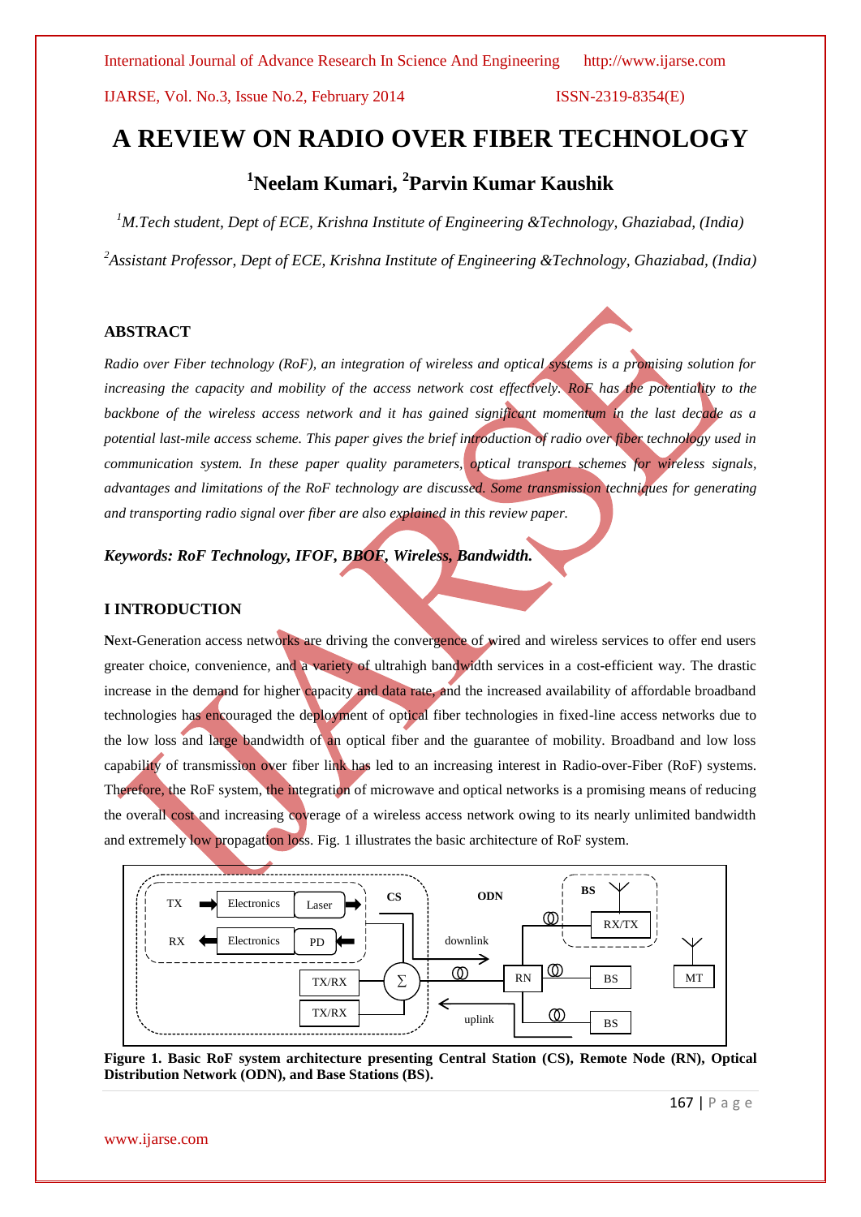# A REVIEW ON RADIO OVER FIBER TECHNOLOGY

## [1]Neelam Kumari, [2]Parvin Kumar Kaushik

*[1]M.Tech student, Dept of ECE, Krishna Institute of Engineering &Technology, Ghaziabad, (India)*

*[2]Assistant Professor, Dept of ECE, Krishna Institute of Engineering &Technology, Ghaziabad, (India)*

### ABSTRACT

*Radio over Fiber technology (RoF), an integration of wireless and optical systems is a promising solution for increasing the capacity and mobility of the access network cost effectively. RoF has the potentiality to the backbone of the wireless access network and it has gained significant momentum in the last decade as a potential last-mile access scheme. This paper gives the brief introduction of radio over fiber technology used in communication system. In these paper quality parameters, optical transport schemes for wireless signals, advantages and limitations of the RoF technology are discussed. Some transmission techniques for generating and transporting radio signal over fiber are also explained in this review paper.*

***Keywords: RoF Technology, IFOF, BBOF, Wireless, Bandwidth.***

### I INTRODUCTION

**N**ext-Generation access networks are driving the convergence of wired and wireless services to offer end users greater choice, convenience, and a variety of ultrahigh bandwidth services in a cost-efficient way. The drastic increase in the demand for higher capacity and data rate, and the increased availability of affordable broadband technologies has encouraged the deployment of optical fiber technologies in fixed-line access networks due to the low loss and large bandwidth of an optical fiber and the guarantee of mobility. Broadband and low loss capability of transmission over fiber link has led to an increasing interest in Radio-over-Fiber (RoF) systems. Therefore, the RoF system, the integration of microwave and optical networks is a promising means of reducing the overall cost and increasing coverage of a wireless access network owing to its nearly unlimited bandwidth and extremely low propagation loss. Fig. 1 illustrates the basic architecture of RoF system.

**Figure 1. Basic RoF system architecture presenting Central Station (CS), Remote Node (RN), Optical Distribution Network (ODN), and Base Stations (BS).**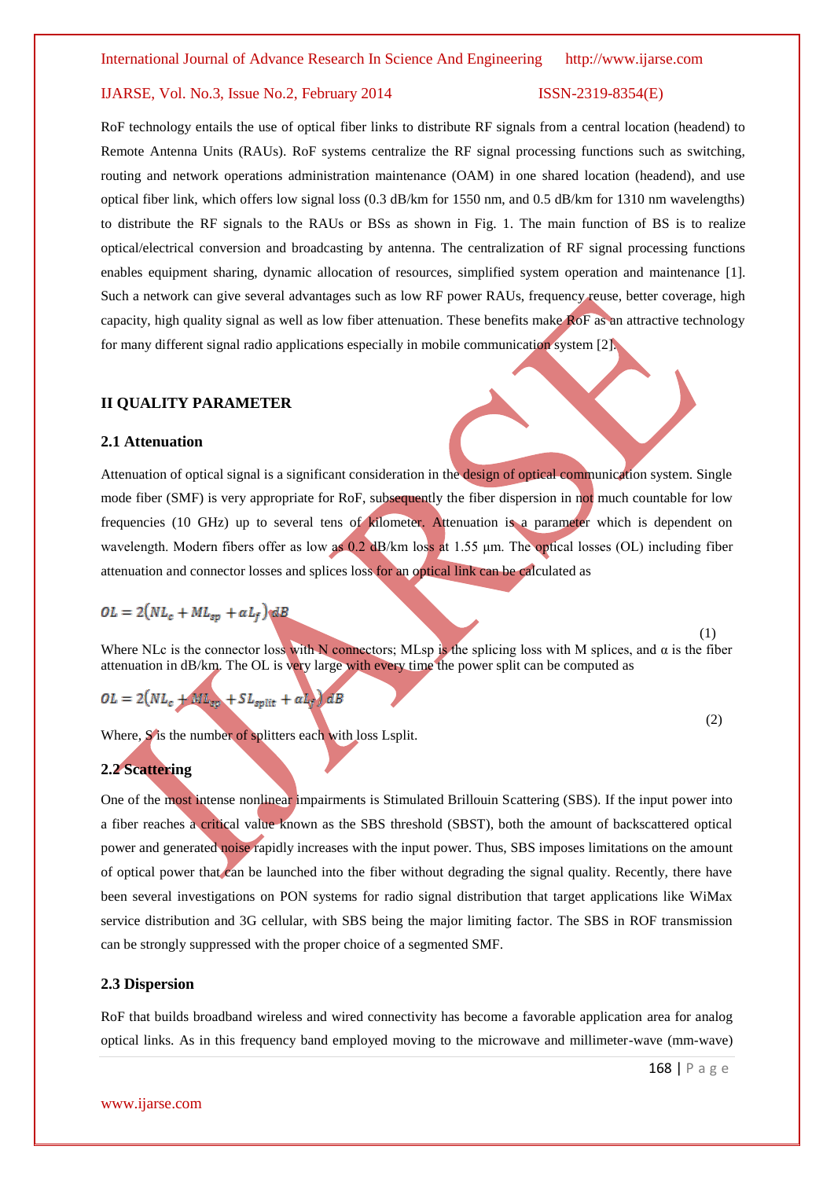RoF technology entails the use of optical fiber links to distribute RF signals from a central location (headend) to Remote Antenna Units (RAUs). RoF systems centralize the RF signal processing functions such as switching, routing and network operations administration maintenance (OAM) in one shared location (headend), and use optical fiber link, which offers low signal loss (0.3 dB/km for 1550 nm, and 0.5 dB/km for 1310 nm wavelengths) to distribute the RF signals to the RAUs or BSs as shown in Fig. 1. The main function of BS is to realize optical/electrical conversion and broadcasting by antenna. The centralization of RF signal processing functions enables equipment sharing, dynamic allocation of resources, simplified system operation and maintenance [1]. Such a network can give several advantages such as low RF power RAUs, frequency reuse, better coverage, high capacity, high quality signal as well as low fiber attenuation. These benefits make RoF as an attractive technology for many different signal radio applications especially in mobile communication system [2].

## II QUALITY PARAMETER

### 2.1 Attenuation

Attenuation of optical signal is a significant consideration in the design of optical communication system. Single mode fiber (SMF) is very appropriate for RoF, subsequently the fiber dispersion in not much countable for low frequencies (10 GHz) up to several tens of kilometer. Attenuation is a parameter which is dependent on wavelength. Modern fibers offer as low as 0.2 dB/km loss at 1.55 µm. The optical losses (OL) including fiber attenuation and connector losses and splices loss for an optical link can be calculated as

$$OL = 2\left(NL_c + ML_{sp} + \alpha L_f\right) dB \tag{1}$$

Where NLc is the connector loss with N connectors; MLsp is the splicing loss with M splices, and α is the fiber attenuation in dB/km. The OL is very large with every time the power split can be computed as

$$OL = 2\left(NL_c + ML_{sp} + SL_{split} + \alpha L_f\right) dB \tag{2}$$

Where, S is the number of splitters each with loss Lsplit.

### 2.2 Scattering

One of the most intense nonlinear impairments is Stimulated Brillouin Scattering (SBS). If the input power into a fiber reaches a critical value known as the SBS threshold (SBST), both the amount of backscattered optical power and generated noise rapidly increases with the input power. Thus, SBS imposes limitations on the amount of optical power that can be launched into the fiber without degrading the signal quality. Recently, there have been several investigations on PON systems for radio signal distribution that target applications like WiMax service distribution and 3G cellular, with SBS being the major limiting factor. The SBS in ROF transmission can be strongly suppressed with the proper choice of a segmented SMF.

### 2.3 Dispersion

RoF that builds broadband wireless and wired connectivity has become a favorable application area for analog optical links. As in this frequency band employed moving to the microwave and millimeter-wave (mm-wave)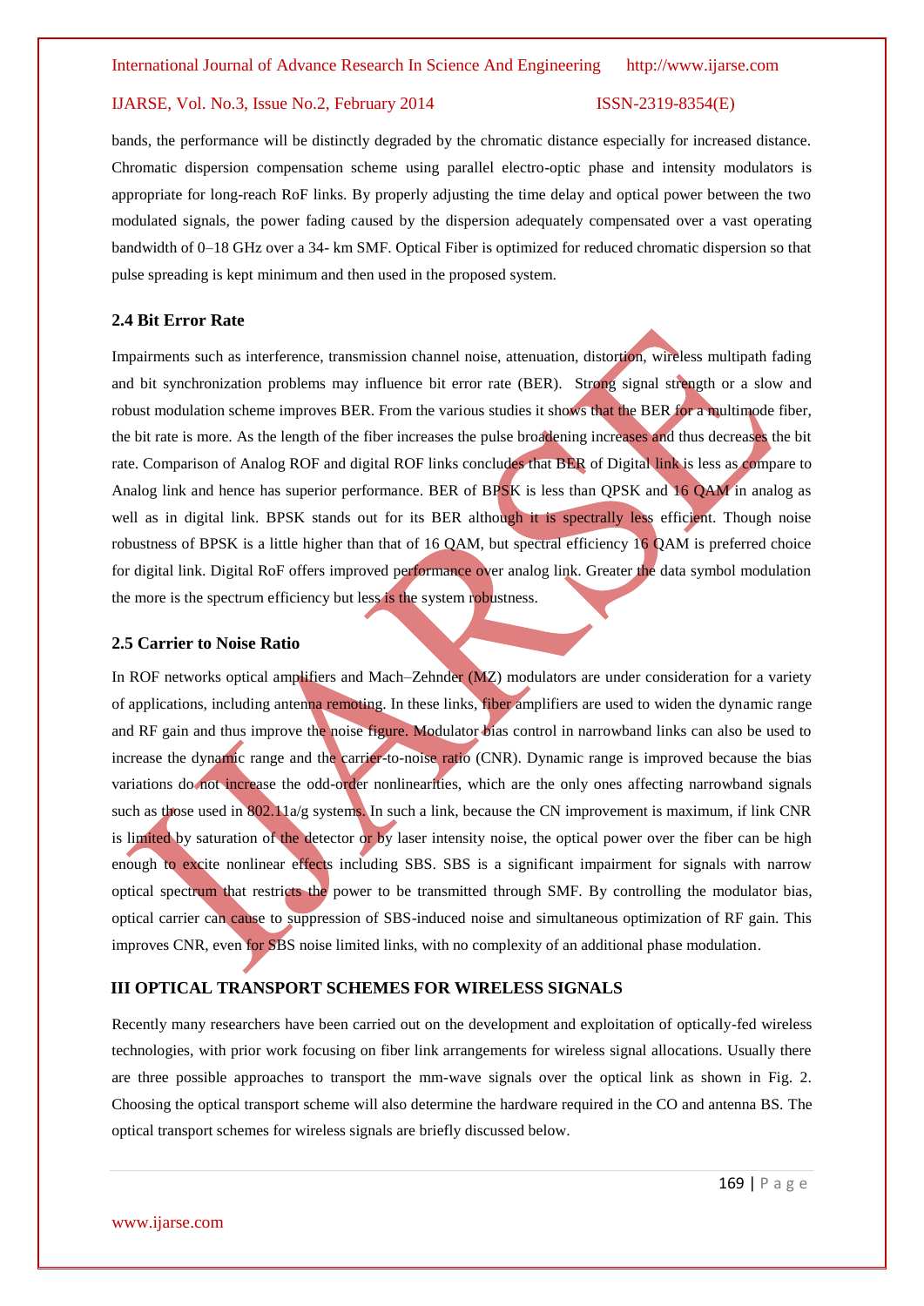bands, the performance will be distinctly degraded by the chromatic distance especially for increased distance. Chromatic dispersion compensation scheme using parallel electro-optic phase and intensity modulators is appropriate for long-reach RoF links. By properly adjusting the time delay and optical power between the two modulated signals, the power fading caused by the dispersion adequately compensated over a vast operating bandwidth of 0–18 GHz over a 34- km SMF. Optical Fiber is optimized for reduced chromatic dispersion so that pulse spreading is kept minimum and then used in the proposed system.

### 2.4 Bit Error Rate

Impairments such as interference, transmission channel noise, attenuation, distortion, wireless multipath fading and bit synchronization problems may influence bit error rate (BER). Strong signal strength or a slow and robust modulation scheme improves BER. From the various studies it shows that the BER for a multimode fiber, the bit rate is more. As the length of the fiber increases the pulse broadening increases and thus decreases the bit rate. Comparison of Analog ROF and digital ROF links concludes that BER of Digital link is less as compare to Analog link and hence has superior performance. BER of BPSK is less than QPSK and 16 QAM in analog as well as in digital link. BPSK stands out for its BER although it is spectrally less efficient. Though noise robustness of BPSK is a little higher than that of 16 QAM, but spectral efficiency 16 QAM is preferred choice for digital link. Digital RoF offers improved performance over analog link. Greater the data symbol modulation the more is the spectrum efficiency but less is the system robustness.

### 2.5 Carrier to Noise Ratio

In ROF networks optical amplifiers and Mach–Zehnder (MZ) modulators are under consideration for a variety of applications, including antenna remoting. In these links, fiber amplifiers are used to widen the dynamic range and RF gain and thus improve the noise figure. Modulator bias control in narrowband links can also be used to increase the dynamic range and the carrier-to-noise ratio (CNR). Dynamic range is improved because the bias variations do not increase the odd-order nonlinearities, which are the only ones affecting narrowband signals such as those used in 802.11a/g systems. In such a link, because the CN improvement is maximum, if link CNR is limited by saturation of the detector or by laser intensity noise, the optical power over the fiber can be high enough to excite nonlinear effects including SBS. SBS is a significant impairment for signals with narrow optical spectrum that restricts the power to be transmitted through SMF. By controlling the modulator bias, optical carrier can cause to suppression of SBS-induced noise and simultaneous optimization of RF gain. This improves CNR, even for SBS noise limited links, with no complexity of an additional phase modulation.

## III OPTICAL TRANSPORT SCHEMES FOR WIRELESS SIGNALS

Recently many researchers have been carried out on the development and exploitation of optically-fed wireless technologies, with prior work focusing on fiber link arrangements for wireless signal allocations. Usually there are three possible approaches to transport the mm-wave signals over the optical link as shown in Fig. 2. Choosing the optical transport scheme will also determine the hardware required in the CO and antenna BS. The optical transport schemes for wireless signals are briefly discussed below.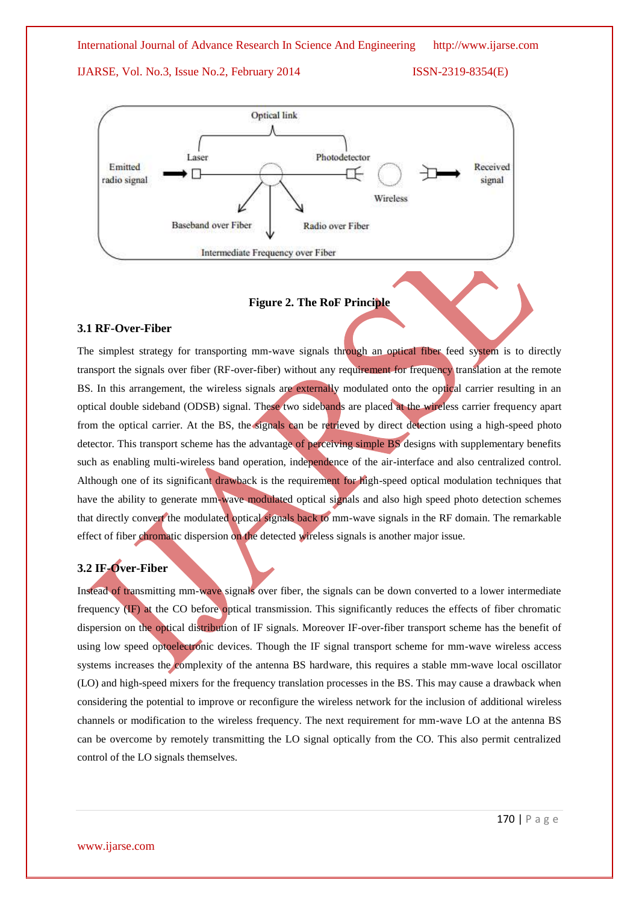Figure 2. The RoF Principle

### 3.1 RF-Over-Fiber

The simplest strategy for transporting mm-wave signals through an optical fiber feed system is to directly transport the signals over fiber (RF-over-fiber) without any requirement for frequency translation at the remote BS. In this arrangement, the wireless signals are externally modulated onto the optical carrier resulting in an optical double sideband (ODSB) signal. These two sidebands are placed at the wireless carrier frequency apart from the optical carrier. At the BS, the signals can be retrieved by direct detection using a high-speed photo detector. This transport scheme has the advantage of perceiving simple BS designs with supplementary benefits such as enabling multi-wireless band operation, independence of the air-interface and also centralized control. Although one of its significant drawback is the requirement for high-speed optical modulation techniques that have the ability to generate mm-wave modulated optical signals and also high speed photo detection schemes that directly convert the modulated optical signals back to mm-wave signals in the RF domain. The remarkable effect of fiber chromatic dispersion on the detected wireless signals is another major issue.

### 3.2 IF-Over-Fiber

Instead of transmitting mm-wave signals over fiber, the signals can be down converted to a lower intermediate frequency (IF) at the CO before optical transmission. This significantly reduces the effects of fiber chromatic dispersion on the optical distribution of IF signals. Moreover IF-over-fiber transport scheme has the benefit of using low speed optoelectronic devices. Though the IF signal transport scheme for mm-wave wireless access systems increases the complexity of the antenna BS hardware, this requires a stable mm-wave local oscillator (LO) and high-speed mixers for the frequency translation processes in the BS. This may cause a drawback when considering the potential to improve or reconfigure the wireless network for the inclusion of additional wireless channels or modification to the wireless frequency. The next requirement for mm-wave LO at the antenna BS can be overcome by remotely transmitting the LO signal optically from the CO. This also permit centralized control of the LO signals themselves.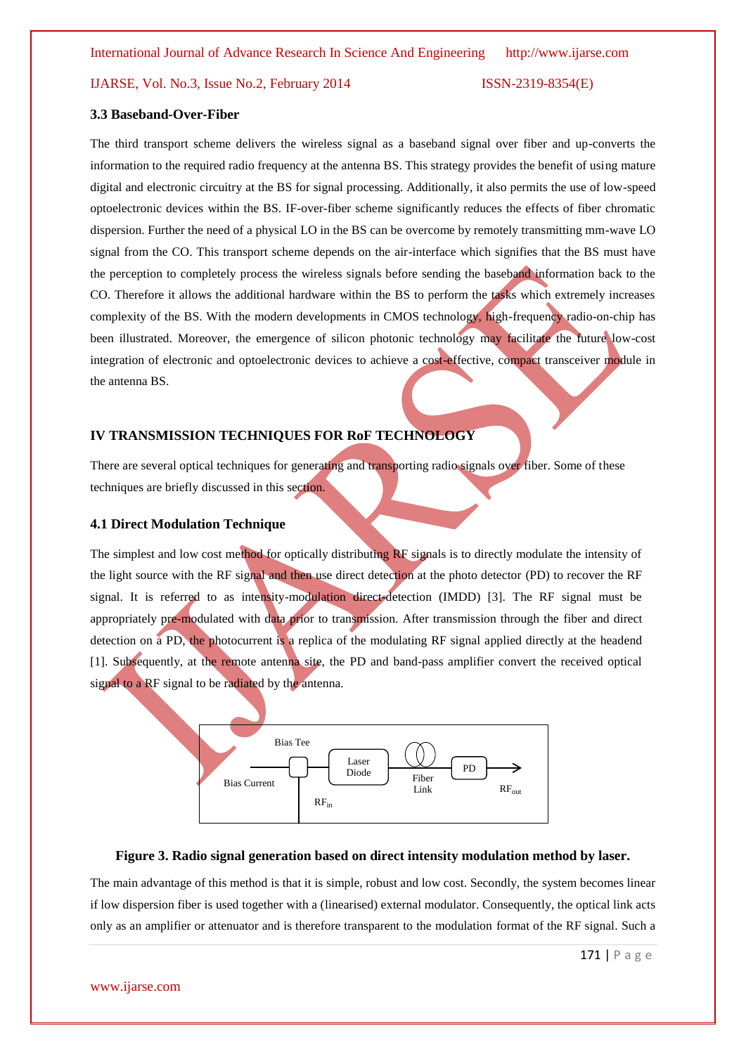### 3.3 Baseband-Over-Fiber

The third transport scheme delivers the wireless signal as a baseband signal over fiber and up-converts the information to the required radio frequency at the antenna BS. This strategy provides the benefit of using mature digital and electronic circuitry at the BS for signal processing. Additionally, it also permits the use of low-speed optoelectronic devices within the BS. IF-over-fiber scheme significantly reduces the effects of fiber chromatic dispersion. Further the need of a physical LO in the BS can be overcome by remotely transmitting mm-wave LO signal from the CO. This transport scheme depends on the air-interface which signifies that the BS must have the perception to completely process the wireless signals before sending the baseband information back to the CO. Therefore it allows the additional hardware within the BS to perform the tasks which extremely increases complexity of the BS. With the modern developments in CMOS technology, high-frequency radio-on-chip has been illustrated. Moreover, the emergence of silicon photonic technology may facilitate the future low-cost integration of electronic and optoelectronic devices to achieve a cost-effective, compact transceiver module in the antenna BS.

## IV TRANSMISSION TECHNIQUES FOR RoF TECHNOLOGY

There are several optical techniques for generating and transporting radio signals over fiber. Some of these techniques are briefly discussed in this section.

### 4.1 Direct Modulation Technique

The simplest and low cost method for optically distributing RF signals is to directly modulate the intensity of the light source with the RF signal and then use direct detection at the photo detector (PD) to recover the RF signal. It is referred to as intensity-modulation direct-detection (IMDD) [3]. The RF signal must be appropriately pre-modulated with data prior to transmission. After transmission through the fiber and direct detection on a PD, the photocurrent is a replica of the modulating RF signal applied directly at the headend [1]. Subsequently, at the remote antenna site, the PD and band-pass amplifier convert the received optical signal to a RF signal to be radiated by the antenna.

Bias Tee | Bias Current | Laser Diode | Fiber Link | PD | $RF_{in}$ | $RF_{out}$

**Figure 3. Radio signal generation based on direct intensity modulation method by laser.**

The main advantage of this method is that it is simple, robust and low cost. Secondly, the system becomes linear if low dispersion fiber is used together with a (linearised) external modulator. Consequently, the optical link acts only as an amplifier or attenuator and is therefore transparent to the modulation format of the RF signal. Such a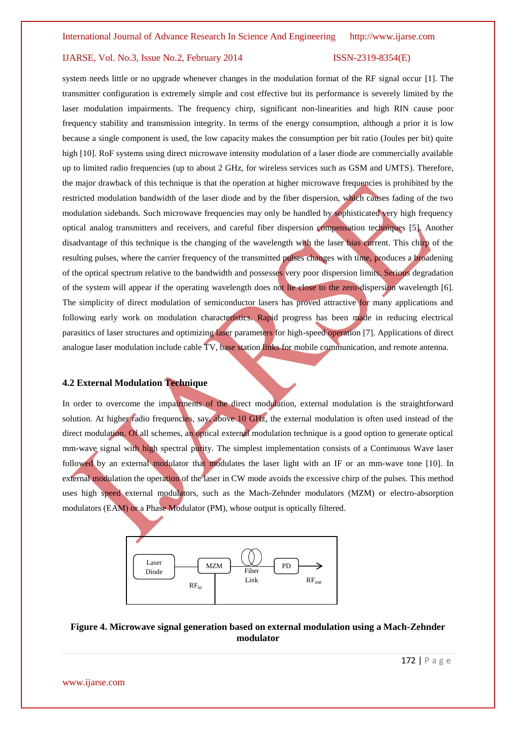system needs little or no upgrade whenever changes in the modulation format of the RF signal occur [1]. The transmitter configuration is extremely simple and cost effective but its performance is severely limited by the laser modulation impairments. The frequency chirp, significant non-linearities and high RIN cause poor frequency stability and transmission integrity. In terms of the energy consumption, although a prior it is low because a single component is used, the low capacity makes the consumption per bit ratio (Joules per bit) quite high [10]. RoF systems using direct microwave intensity modulation of a laser diode are commercially available up to limited radio frequencies (up to about 2 GHz, for wireless services such as GSM and UMTS). Therefore, the major drawback of this technique is that the operation at higher microwave frequencies is prohibited by the restricted modulation bandwidth of the laser diode and by the fiber dispersion, which causes fading of the two modulation sidebands. Such microwave frequencies may only be handled by sophisticated very high frequency optical analog transmitters and receivers, and careful fiber dispersion compensation techniques [5]. Another disadvantage of this technique is the changing of the wavelength with the laser bias current. This chirp of the resulting pulses, where the carrier frequency of the transmitted pulses changes with time, produces a broadening of the optical spectrum relative to the bandwidth and possesses very poor dispersion limits. Serious degradation of the system will appear if the operating wavelength does not lie close to the zero-dispersion wavelength [6]. The simplicity of direct modulation of semiconductor lasers has proved attractive for many applications and following early work on modulation characteristics. Rapid progress has been made in reducing electrical parasitics of laser structures and optimizing laser parameters for high-speed operation [7]. Applications of direct analogue laser modulation include cable TV, base station links for mobile communication, and remote antenna.

### 4.2 External Modulation Technique

In order to overcome the impairments of the direct modulation, external modulation is the straightforward solution. At higher radio frequencies, say, above 10 GHz, the external modulation is often used instead of the direct modulation. Of all schemes, an optical external modulation technique is a good option to generate optical mm-wave signal with high spectral purity. The simplest implementation consists of a Continuous Wave laser followed by an external modulator that modulates the laser light with an IF or an mm-wave tone [10]. In external modulation the operation of the laser in CW mode avoids the excessive chirp of the pulses. This method uses high speed external modulators, such as the Mach-Zehnder modulators (MZM) or electro-absorption modulators (EAM) or a Phase Modulator (PM), whose output is optically filtered.

Laser Diode → MZM → Fiber Link → PD → $RF_{out}$

$RF_{in}$

**Figure 4. Microwave signal generation based on external modulation using a Mach-Zehnder modulator**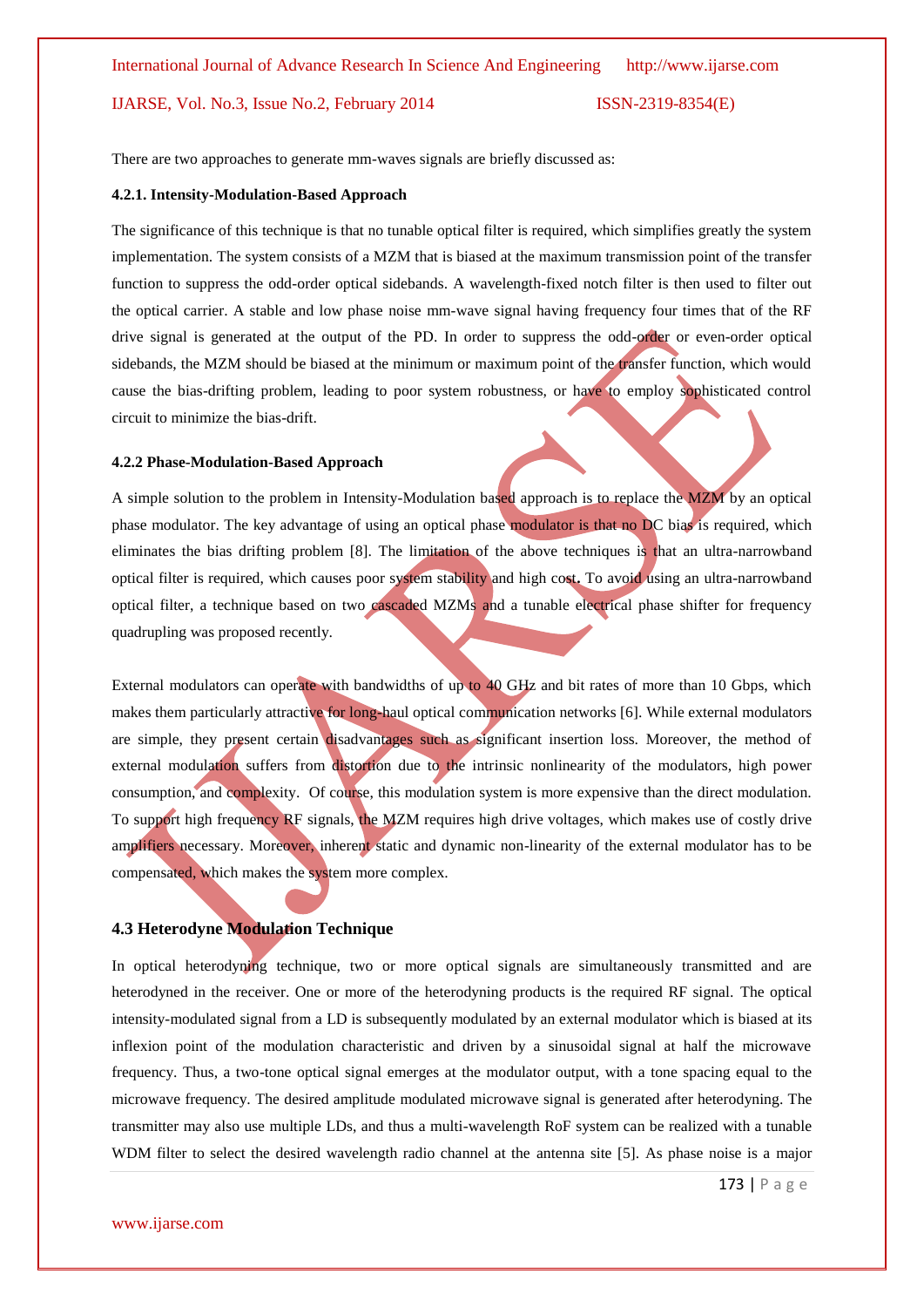There are two approaches to generate mm-waves signals are briefly discussed as:

#### 4.2.1. Intensity-Modulation-Based Approach

The significance of this technique is that no tunable optical filter is required, which simplifies greatly the system implementation. The system consists of a MZM that is biased at the maximum transmission point of the transfer function to suppress the odd-order optical sidebands. A wavelength-fixed notch filter is then used to filter out the optical carrier. A stable and low phase noise mm-wave signal having frequency four times that of the RF drive signal is generated at the output of the PD. In order to suppress the odd-order or even-order optical sidebands, the MZM should be biased at the minimum or maximum point of the transfer function, which would cause the bias-drifting problem, leading to poor system robustness, or have to employ sophisticated control circuit to minimize the bias-drift.

#### 4.2.2 Phase-Modulation-Based Approach

A simple solution to the problem in Intensity-Modulation based approach is to replace the MZM by an optical phase modulator. The key advantage of using an optical phase modulator is that no DC bias is required, which eliminates the bias drifting problem [8]. The limitation of the above techniques is that an ultra-narrowband optical filter is required, which causes poor system stability and high cost**.** To avoid using an ultra-narrowband optical filter, a technique based on two cascaded MZMs and a tunable electrical phase shifter for frequency quadrupling was proposed recently.

External modulators can operate with bandwidths of up to 40 GHz and bit rates of more than 10 Gbps, which makes them particularly attractive for long-haul optical communication networks [6]. While external modulators are simple, they present certain disadvantages such as significant insertion loss. Moreover, the method of external modulation suffers from distortion due to the intrinsic nonlinearity of the modulators, high power consumption, and complexity. Of course, this modulation system is more expensive than the direct modulation. To support high frequency RF signals, the MZM requires high drive voltages, which makes use of costly drive amplifiers necessary. Moreover, inherent static and dynamic non-linearity of the external modulator has to be compensated, which makes the system more complex.

### 4.3 Heterodyne Modulation Technique

In optical heterodyning technique, two or more optical signals are simultaneously transmitted and are heterodyned in the receiver. One or more of the heterodyning products is the required RF signal. The optical intensity-modulated signal from a LD is subsequently modulated by an external modulator which is biased at its inflexion point of the modulation characteristic and driven by a sinusoidal signal at half the microwave frequency. Thus, a two-tone optical signal emerges at the modulator output, with a tone spacing equal to the microwave frequency. The desired amplitude modulated microwave signal is generated after heterodyning. The transmitter may also use multiple LDs, and thus a multi-wavelength RoF system can be realized with a tunable WDM filter to select the desired wavelength radio channel at the antenna site [5]. As phase noise is a major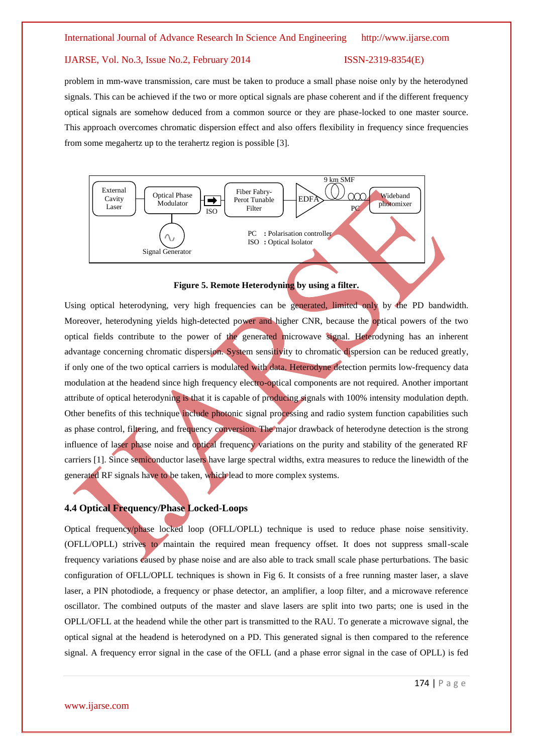problem in mm-wave transmission, care must be taken to produce a small phase noise only by the heterodyned signals. This can be achieved if the two or more optical signals are phase coherent and if the different frequency optical signals are somehow deduced from a common source or they are phase-locked to one master source. This approach overcomes chromatic dispersion effect and also offers flexibility in frequency since frequencies from some megahertz up to the terahertz region is possible [3].

External Cavity Laser | Optical Phase Modulator | ISO | Fiber Fabry-Perot Tunable Filter | EDFA | 9 km SMF | PC | Wideband photomixer | Signal Generator

PC : Polarisation controller
ISO : Optical Isolator

**Figure 5. Remote Heterodyning by using a filter.**

Using optical heterodyning, very high frequencies can be generated, limited only by the PD bandwidth. Moreover, heterodyning yields high-detected power and higher CNR, because the optical powers of the two optical fields contribute to the power of the generated microwave signal. Heterodyning has an inherent advantage concerning chromatic dispersion. System sensitivity to chromatic dispersion can be reduced greatly, if only one of the two optical carriers is modulated with data. Heterodyne detection permits low-frequency data modulation at the headend since high frequency electro-optical components are not required. Another important attribute of optical heterodyning is that it is capable of producing signals with 100% intensity modulation depth. Other benefits of this technique include photonic signal processing and radio system function capabilities such as phase control, filtering, and frequency conversion. The major drawback of heterodyne detection is the strong influence of laser phase noise and optical frequency variations on the purity and stability of the generated RF carriers [1]. Since semiconductor lasers have large spectral widths, extra measures to reduce the linewidth of the generated RF signals have to be taken, which lead to more complex systems.

### 4.4 Optical Frequency/Phase Locked-Loops

Optical frequency/phase locked loop (OFLL/OPLL) technique is used to reduce phase noise sensitivity. (OFLL/OPLL) strives to maintain the required mean frequency offset. It does not suppress small-scale frequency variations caused by phase noise and are also able to track small scale phase perturbations. The basic configuration of OFLL/OPLL techniques is shown in Fig 6. It consists of a free running master laser, a slave laser, a PIN photodiode, a frequency or phase detector, an amplifier, a loop filter, and a microwave reference oscillator. The combined outputs of the master and slave lasers are split into two parts; one is used in the OPLL/OFLL at the headend while the other part is transmitted to the RAU. To generate a microwave signal, the optical signal at the headend is heterodyned on a PD. This generated signal is then compared to the reference signal. A frequency error signal in the case of the OFLL (and a phase error signal in the case of OPLL) is fed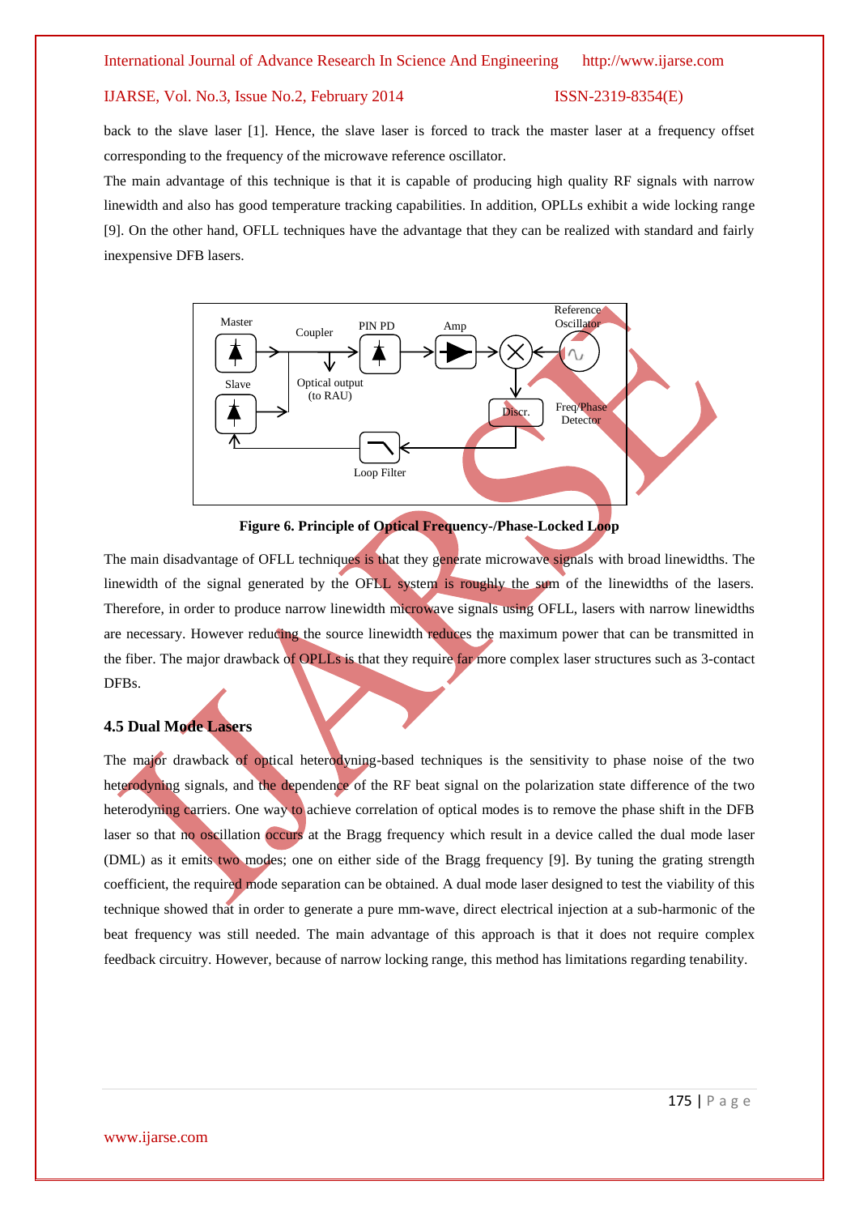back to the slave laser [1]. Hence, the slave laser is forced to track the master laser at a frequency offset corresponding to the frequency of the microwave reference oscillator.

The main advantage of this technique is that it is capable of producing high quality RF signals with narrow linewidth and also has good temperature tracking capabilities. In addition, OPLLs exhibit a wide locking range [9]. On the other hand, OFLL techniques have the advantage that they can be realized with standard and fairly inexpensive DFB lasers.

**Figure 6. Principle of Optical Frequency-/Phase-Locked Loop**

The main disadvantage of OFLL techniques is that they generate microwave signals with broad linewidths. The linewidth of the signal generated by the OFLL system is roughly the sum of the linewidths of the lasers. Therefore, in order to produce narrow linewidth microwave signals using OFLL, lasers with narrow linewidths are necessary. However reducing the source linewidth reduces the maximum power that can be transmitted in the fiber. The major drawback of OPLLs is that they require far more complex laser structures such as 3-contact DFBs.

### 4.5 Dual Mode Lasers

The major drawback of optical heterodyning-based techniques is the sensitivity to phase noise of the two heterodyning signals, and the dependence of the RF beat signal on the polarization state difference of the two heterodyning carriers. One way to achieve correlation of optical modes is to remove the phase shift in the DFB laser so that no oscillation occurs at the Bragg frequency which result in a device called the dual mode laser (DML) as it emits two modes; one on either side of the Bragg frequency [9]. By tuning the grating strength coefficient, the required mode separation can be obtained. A dual mode laser designed to test the viability of this technique showed that in order to generate a pure mm-wave, direct electrical injection at a sub-harmonic of the beat frequency was still needed. The main advantage of this approach is that it does not require complex feedback circuitry. However, because of narrow locking range, this method has limitations regarding tenability.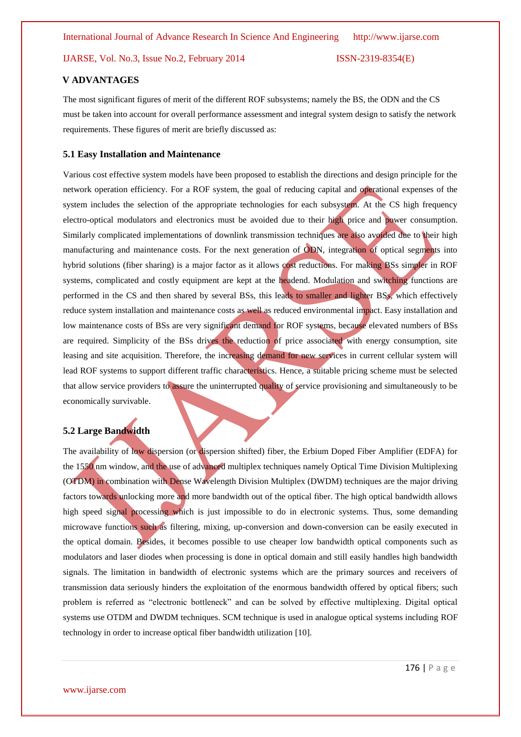## V ADVANTAGES

The most significant figures of merit of the different ROF subsystems; namely the BS, the ODN and the CS must be taken into account for overall performance assessment and integral system design to satisfy the network requirements. These figures of merit are briefly discussed as:

### 5.1 Easy Installation and Maintenance

Various cost effective system models have been proposed to establish the directions and design principle for the network operation efficiency. For a ROF system, the goal of reducing capital and operational expenses of the system includes the selection of the appropriate technologies for each subsystem. At the CS high frequency electro-optical modulators and electronics must be avoided due to their high price and power consumption. Similarly complicated implementations of downlink transmission techniques are also avoided due to their high manufacturing and maintenance costs. For the next generation of ODN, integration of optical segments into hybrid solutions (fiber sharing) is a major factor as it allows cost reductions. For making BSs simpler in ROF systems, complicated and costly equipment are kept at the headend. Modulation and switching functions are performed in the CS and then shared by several BSs, this leads to smaller and lighter BSs, which effectively reduce system installation and maintenance costs as well as reduced environmental impact. Easy installation and low maintenance costs of BSs are very significant demand for ROF systems, because elevated numbers of BSs are required. Simplicity of the BSs drives the reduction of price associated with energy consumption, site leasing and site acquisition. Therefore, the increasing demand for new services in current cellular system will lead ROF systems to support different traffic characteristics. Hence, a suitable pricing scheme must be selected that allow service providers to assure the uninterrupted quality of service provisioning and simultaneously to be economically survivable.

### 5.2 Large Bandwidth

The availability of low dispersion (or dispersion shifted) fiber, the Erbium Doped Fiber Amplifier (EDFA) for the 1550 nm window, and the use of advanced multiplex techniques namely Optical Time Division Multiplexing (OTDM) in combination with Dense Wavelength Division Multiplex (DWDM) techniques are the major driving factors towards unlocking more and more bandwidth out of the optical fiber. The high optical bandwidth allows high speed signal processing which is just impossible to do in electronic systems. Thus, some demanding microwave functions such as filtering, mixing, up-conversion and down-conversion can be easily executed in the optical domain. Besides, it becomes possible to use cheaper low bandwidth optical components such as modulators and laser diodes when processing is done in optical domain and still easily handles high bandwidth signals. The limitation in bandwidth of electronic systems which are the primary sources and receivers of transmission data seriously hinders the exploitation of the enormous bandwidth offered by optical fibers; such problem is referred as "electronic bottleneck" and can be solved by effective multiplexing. Digital optical systems use OTDM and DWDM techniques. SCM technique is used in analogue optical systems including ROF technology in order to increase optical fiber bandwidth utilization [10].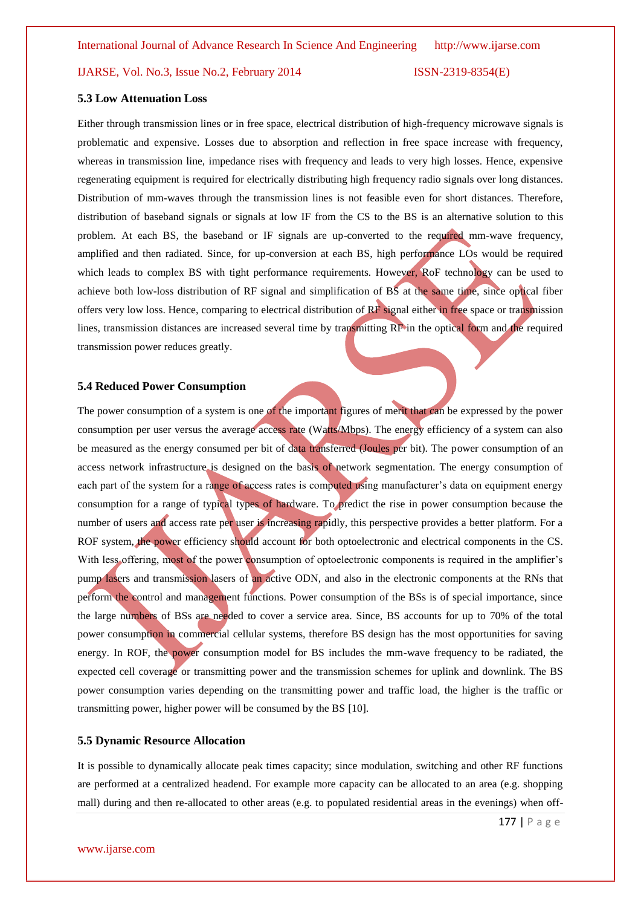### 5.3 Low Attenuation Loss

Either through transmission lines or in free space, electrical distribution of high-frequency microwave signals is problematic and expensive. Losses due to absorption and reflection in free space increase with frequency, whereas in transmission line, impedance rises with frequency and leads to very high losses. Hence, expensive regenerating equipment is required for electrically distributing high frequency radio signals over long distances. Distribution of mm-waves through the transmission lines is not feasible even for short distances. Therefore, distribution of baseband signals or signals at low IF from the CS to the BS is an alternative solution to this problem. At each BS, the baseband or IF signals are up-converted to the required mm-wave frequency, amplified and then radiated. Since, for up-conversion at each BS, high performance LOs would be required which leads to complex BS with tight performance requirements. However, RoF technology can be used to achieve both low-loss distribution of RF signal and simplification of BS at the same time, since optical fiber offers very low loss. Hence, comparing to electrical distribution of RF signal either in free space or transmission lines, transmission distances are increased several time by transmitting RF in the optical form and the required transmission power reduces greatly.

### 5.4 Reduced Power Consumption

The power consumption of a system is one of the important figures of merit that can be expressed by the power consumption per user versus the average access rate (Watts/Mbps). The energy efficiency of a system can also be measured as the energy consumed per bit of data transferred (Joules per bit). The power consumption of an access network infrastructure is designed on the basis of network segmentation. The energy consumption of each part of the system for a range of access rates is computed using manufacturer's data on equipment energy consumption for a range of typical types of hardware. To predict the rise in power consumption because the number of users and access rate per user is increasing rapidly, this perspective provides a better platform. For a ROF system, the power efficiency should account for both optoelectronic and electrical components in the CS. With less offering, most of the power consumption of optoelectronic components is required in the amplifier's pump lasers and transmission lasers of an active ODN, and also in the electronic components at the RNs that perform the control and management functions. Power consumption of the BSs is of special importance, since the large numbers of BSs are needed to cover a service area. Since, BS accounts for up to 70% of the total power consumption in commercial cellular systems, therefore BS design has the most opportunities for saving energy. In ROF, the power consumption model for BS includes the mm-wave frequency to be radiated, the expected cell coverage or transmitting power and the transmission schemes for uplink and downlink. The BS power consumption varies depending on the transmitting power and traffic load, the higher is the traffic or transmitting power, higher power will be consumed by the BS [10].

### 5.5 Dynamic Resource Allocation

It is possible to dynamically allocate peak times capacity; since modulation, switching and other RF functions are performed at a centralized headend. For example more capacity can be allocated to an area (e.g. shopping mall) during and then re-allocated to other areas (e.g. to populated residential areas in the evenings) when off-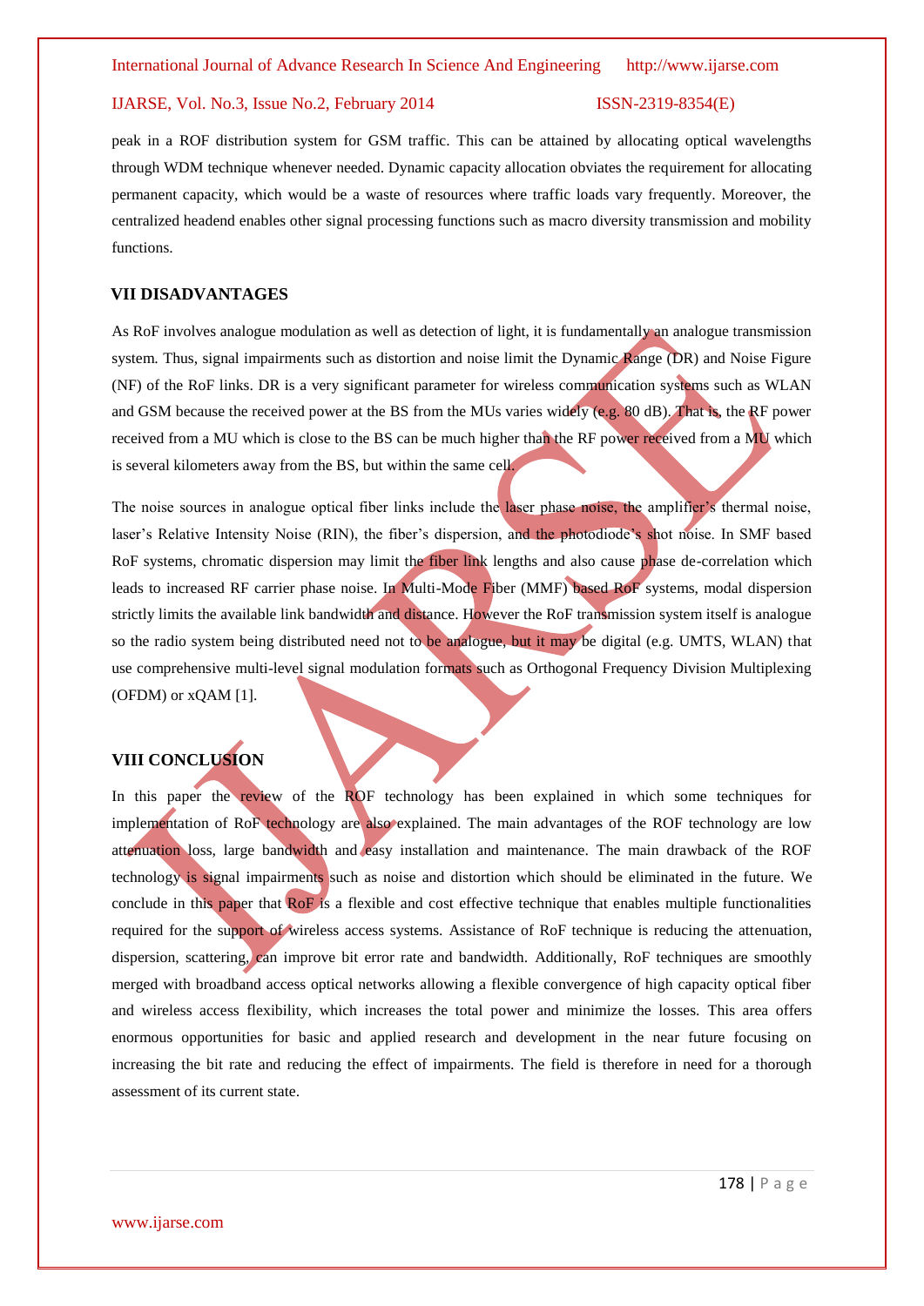peak in a ROF distribution system for GSM traffic. This can be attained by allocating optical wavelengths through WDM technique whenever needed. Dynamic capacity allocation obviates the requirement for allocating permanent capacity, which would be a waste of resources where traffic loads vary frequently. Moreover, the centralized headend enables other signal processing functions such as macro diversity transmission and mobility functions.

## VII DISADVANTAGES

As RoF involves analogue modulation as well as detection of light, it is fundamentally an analogue transmission system. Thus, signal impairments such as distortion and noise limit the Dynamic Range (DR) and Noise Figure (NF) of the RoF links. DR is a very significant parameter for wireless communication systems such as WLAN and GSM because the received power at the BS from the MUs varies widely (e.g. 80 dB). That is, the RF power received from a MU which is close to the BS can be much higher than the RF power received from a MU which is several kilometers away from the BS, but within the same cell.

The noise sources in analogue optical fiber links include the laser phase noise, the amplifier's thermal noise, laser's Relative Intensity Noise (RIN), the fiber's dispersion, and the photodiode's shot noise. In SMF based RoF systems, chromatic dispersion may limit the fiber link lengths and also cause phase de-correlation which leads to increased RF carrier phase noise. In Multi-Mode Fiber (MMF) based RoF systems, modal dispersion strictly limits the available link bandwidth and distance. However the RoF transmission system itself is analogue so the radio system being distributed need not to be analogue, but it may be digital (e.g. UMTS, WLAN) that use comprehensive multi-level signal modulation formats such as Orthogonal Frequency Division Multiplexing (OFDM) or xQAM [1].

## VIII CONCLUSION

In this paper the review of the ROF technology has been explained in which some techniques for implementation of RoF technology are also explained. The main advantages of the ROF technology are low attenuation loss, large bandwidth and easy installation and maintenance. The main drawback of the ROF technology is signal impairments such as noise and distortion which should be eliminated in the future. We conclude in this paper that RoF is a flexible and cost effective technique that enables multiple functionalities required for the support of wireless access systems. Assistance of RoF technique is reducing the attenuation, dispersion, scattering, can improve bit error rate and bandwidth. Additionally, RoF techniques are smoothly merged with broadband access optical networks allowing a flexible convergence of high capacity optical fiber and wireless access flexibility, which increases the total power and minimize the losses. This area offers enormous opportunities for basic and applied research and development in the near future focusing on increasing the bit rate and reducing the effect of impairments. The field is therefore in need for a thorough assessment of its current state.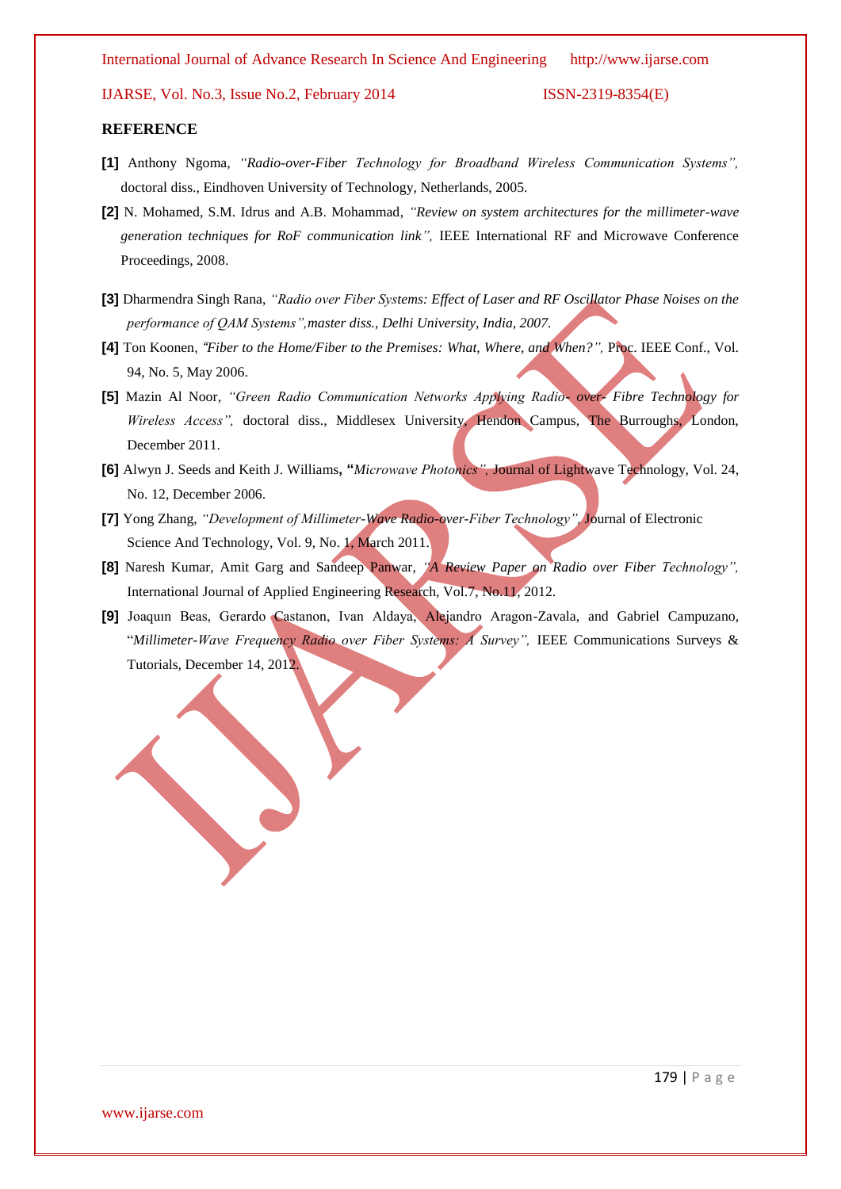## REFERENCE

**[1]** Anthony Ngoma, *"Radio-over-Fiber Technology for Broadband Wireless Communication Systems",* doctoral diss., Eindhoven University of Technology, Netherlands, 2005.

**[2]** N. Mohamed, S.M. Idrus and A.B. Mohammad, *"Review on system architectures for the millimeter-wave generation techniques for RoF communication link",* IEEE International RF and Microwave Conference Proceedings, 2008.

**[3]** Dharmendra Singh Rana, *"Radio over Fiber Systems: Effect of Laser and RF Oscillator Phase Noises on the performance of QAM Systems",master diss., Delhi University, India, 2007.*

**[4]** Ton Koonen, *"Fiber to the Home/Fiber to the Premises: What, Where, and When?",* Proc. IEEE Conf., Vol. 94, No. 5, May 2006.

**[5]** Mazin Al Noor, *"Green Radio Communication Networks Applying Radio- over- Fibre Technology for Wireless Access",* doctoral diss., Middlesex University, Hendon Campus, The Burroughs, London, December 2011.

**[6]** Alwyn J. Seeds and Keith J. Williams, *"Microwave Photonics",* Journal of Lightwave Technology, Vol. 24, No. 12, December 2006.

**[7]** Yong Zhang, *"Development of Millimeter-Wave Radio-over-Fiber Technology",* Journal of Electronic Science And Technology, Vol. 9, No. 1, March 2011.

**[8]** Naresh Kumar, Amit Garg and Sandeep Panwar, *"A Review Paper on Radio over Fiber Technology",* International Journal of Applied Engineering Research, Vol.7, No.11, 2012.

**[9]** Joaquın Beas, Gerardo Castanon, Ivan Aldaya, Alejandro Aragon-Zavala, and Gabriel Campuzano, "*Millimeter-Wave Frequency Radio over Fiber Systems: A Survey",* IEEE Communications Surveys & Tutorials, December 14, 2012.